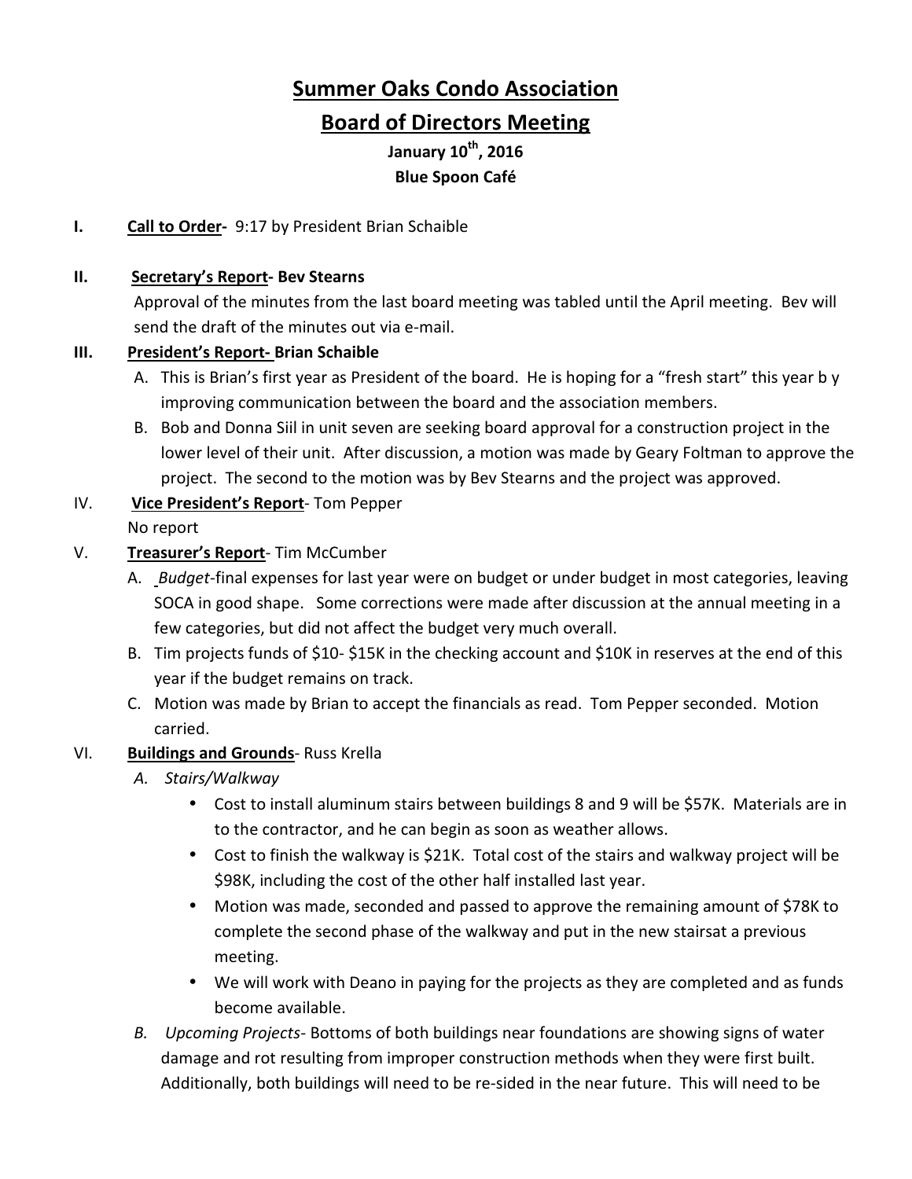# Summer Oaks Condo Association

## Board of Directors Meeting

**January 10th, 2016**
**Blue Spoon Café**

**I. Call to Order-** 9:17 by President Brian Schaible

**II. Secretary's Report- Bev Stearns**

Approval of the minutes from the last board meeting was tabled until the April meeting. Bev will send the draft of the minutes out via e-mail.

**III. President's Report- Brian Schaible**

A. This is Brian's first year as President of the board. He is hoping for a "fresh start" this year b y improving communication between the board and the association members.

B. Bob and Donna Siil in unit seven are seeking board approval for a construction project in the lower level of their unit. After discussion, a motion was made by Geary Foltman to approve the project. The second to the motion was by Bev Stearns and the project was approved.

IV. **Vice President's Report**- Tom Pepper

No report

V. **Treasurer's Report**- Tim McCumber

A. *Budget*-final expenses for last year were on budget or under budget in most categories, leaving SOCA in good shape. Some corrections were made after discussion at the annual meeting in a few categories, but did not affect the budget very much overall.

B. Tim projects funds of $10- $15K in the checking account and $10K in reserves at the end of this year if the budget remains on track.

C. Motion was made by Brian to accept the financials as read. Tom Pepper seconded. Motion carried.

VI. **Buildings and Grounds**- Russ Krella

*A. Stairs/Walkway*

- Cost to install aluminum stairs between buildings 8 and 9 will be $57K. Materials are in to the contractor, and he can begin as soon as weather allows.
- Cost to finish the walkway is $21K. Total cost of the stairs and walkway project will be $98K, including the cost of the other half installed last year.
- Motion was made, seconded and passed to approve the remaining amount of $78K to complete the second phase of the walkway and put in the new stairsat a previous meeting.
- We will work with Deano in paying for the projects as they are completed and as funds become available.

*B. Upcoming Projects*- Bottoms of both buildings near foundations are showing signs of water damage and rot resulting from improper construction methods when they were first built. Additionally, both buildings will need to be re-sided in the near future. This will need to be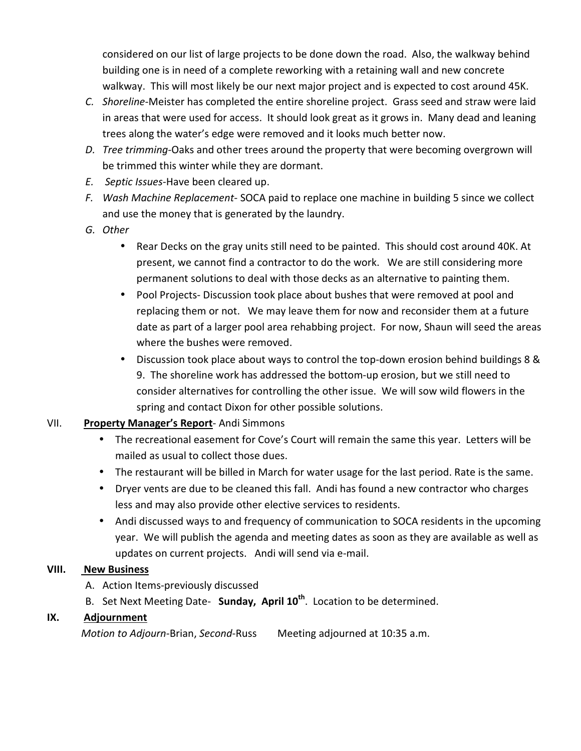considered on our list of large projects to be done down the road. Also, the walkway behind building one is in need of a complete reworking with a retaining wall and new concrete walkway. This will most likely be our next major project and is expected to cost around 45K.

C. *Shoreline*-Meister has completed the entire shoreline project. Grass seed and straw were laid in areas that were used for access. It should look great as it grows in. Many dead and leaning trees along the water's edge were removed and it looks much better now.

D. *Tree trimming*-Oaks and other trees around the property that were becoming overgrown will be trimmed this winter while they are dormant.

E. *Septic Issues*-Have been cleared up.

F. *Wash Machine Replacement*- SOCA paid to replace one machine in building 5 since we collect and use the money that is generated by the laundry.

G. *Other*

- Rear Decks on the gray units still need to be painted. This should cost around 40K. At present, we cannot find a contractor to do the work. We are still considering more permanent solutions to deal with those decks as an alternative to painting them.
- Pool Projects- Discussion took place about bushes that were removed at pool and replacing them or not. We may leave them for now and reconsider them at a future date as part of a larger pool area rehabbing project. For now, Shaun will seed the areas where the bushes were removed.
- Discussion took place about ways to control the top-down erosion behind buildings 8 & 9. The shoreline work has addressed the bottom-up erosion, but we still need to consider alternatives for controlling the other issue. We will sow wild flowers in the spring and contact Dixon for other possible solutions.

VII. **Property Manager's Report**- Andi Simmons

- The recreational easement for Cove's Court will remain the same this year. Letters will be mailed as usual to collect those dues.
- The restaurant will be billed in March for water usage for the last period. Rate is the same.
- Dryer vents are due to be cleaned this fall. Andi has found a new contractor who charges less and may also provide other elective services to residents.
- Andi discussed ways to and frequency of communication to SOCA residents in the upcoming year. We will publish the agenda and meeting dates as soon as they are available as well as updates on current projects. Andi will send via e-mail.

**VIII. New Business**

A. Action Items-previously discussed

B. Set Next Meeting Date- **Sunday, April 10th**. Location to be determined.

**IX. Adjournment**

*Motion to Adjourn*-Brian, *Second*-Russ Meeting adjourned at 10:35 a.m.